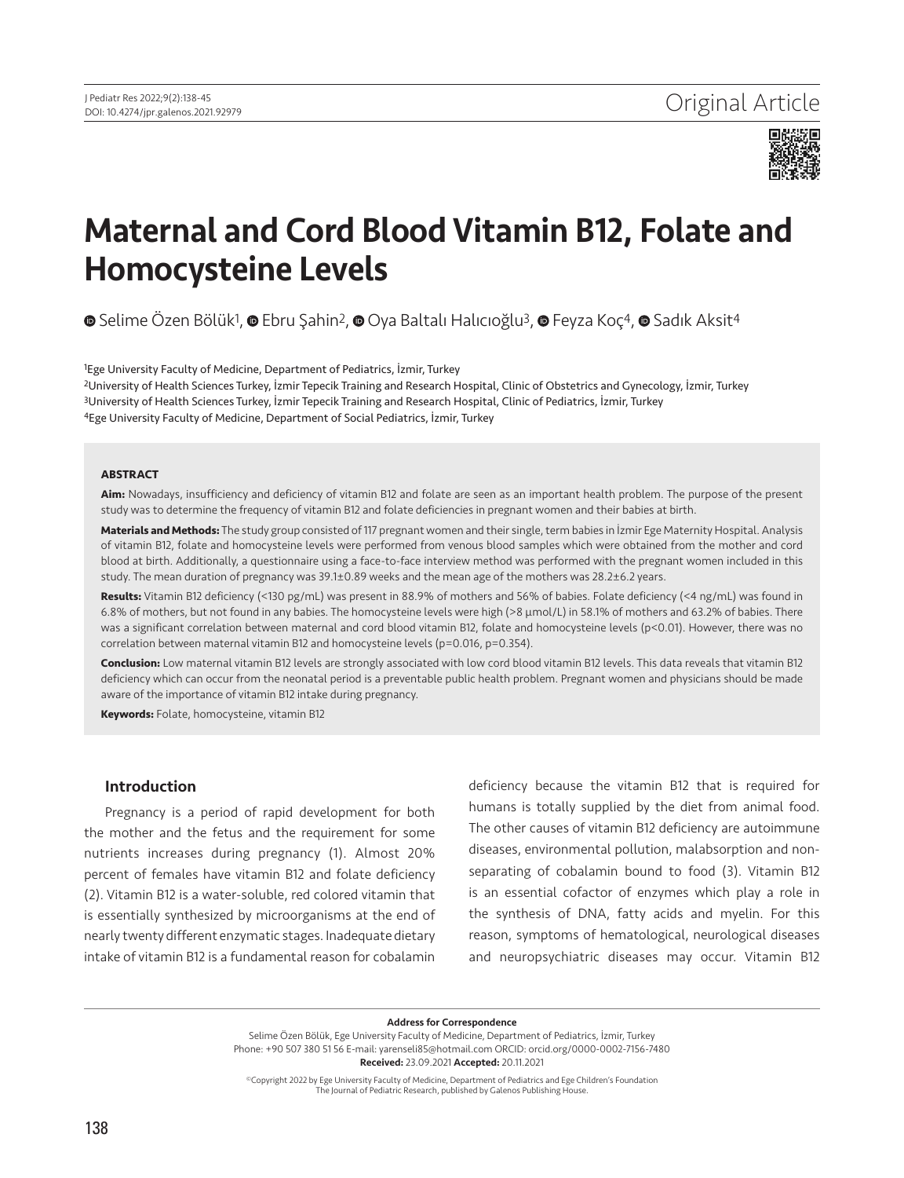Original Article

# Maternal and Cord Blood Vitamin B12, Folate and Homocysteine Levels

Selime Özen Bölük[1], Ebru Şahin[2], Oya Baltalı Halıcıoğlu[3], Feyza Koç[4], Sadık Aksit[4]

[1]Ege University Faculty of Medicine, Department of Pediatrics, İzmir, Turkey
[2]University of Health Sciences Turkey, İzmir Tepecik Training and Research Hospital, Clinic of Obstetrics and Gynecology, İzmir, Turkey
[3]University of Health Sciences Turkey, İzmir Tepecik Training and Research Hospital, Clinic of Pediatrics, İzmir, Turkey
[4]Ege University Faculty of Medicine, Department of Social Pediatrics, İzmir, Turkey

## ABSTRACT

**Aim:** Nowadays, insufficiency and deficiency of vitamin B12 and folate are seen as an important health problem. The purpose of the present study was to determine the frequency of vitamin B12 and folate deficiencies in pregnant women and their babies at birth.

**Materials and Methods:** The study group consisted of 117 pregnant women and their single, term babies in İzmir Ege Maternity Hospital. Analysis of vitamin B12, folate and homocysteine levels were performed from venous blood samples which were obtained from the mother and cord blood at birth. Additionally, a questionnaire using a face-to-face interview method was performed with the pregnant women included in this study. The mean duration of pregnancy was 39.1±0.89 weeks and the mean age of the mothers was 28.2±6.2 years.

**Results:** Vitamin B12 deficiency (<130 pg/mL) was present in 88.9% of mothers and 56% of babies. Folate deficiency (<4 ng/mL) was found in 6.8% of mothers, but not found in any babies. The homocysteine levels were high (>8 µmol/L) in 58.1% of mothers and 63.2% of babies. There was a significant correlation between maternal and cord blood vitamin B12, folate and homocysteine levels ($p<0.01$). However, there was no correlation between maternal vitamin B12 and homocysteine levels ($p=0.016$, $p=0.354$).

**Conclusion:** Low maternal vitamin B12 levels are strongly associated with low cord blood vitamin B12 levels. This data reveals that vitamin B12 deficiency which can occur from the neonatal period is a preventable public health problem. Pregnant women and physicians should be made aware of the importance of vitamin B12 intake during pregnancy.

**Keywords:** Folate, homocysteine, vitamin B12

## Introduction

Pregnancy is a period of rapid development for both the mother and the fetus and the requirement for some nutrients increases during pregnancy (1). Almost 20% percent of females have vitamin B12 and folate deficiency (2). Vitamin B12 is a water-soluble, red colored vitamin that is essentially synthesized by microorganisms at the end of nearly twenty different enzymatic stages. Inadequate dietary intake of vitamin B12 is a fundamental reason for cobalamin deficiency because the vitamin B12 that is required for humans is totally supplied by the diet from animal food. The other causes of vitamin B12 deficiency are autoimmune diseases, environmental pollution, malabsorption and non-separating of cobalamin bound to food (3). Vitamin B12 is an essential cofactor of enzymes which play a role in the synthesis of DNA, fatty acids and myelin. For this reason, symptoms of hematological, neurological diseases and neuropsychiatric diseases may occur. Vitamin B12

**Address for Correspondence**
Selime Özen Bölük, Ege University Faculty of Medicine, Department of Pediatrics, İzmir, Turkey
Phone: +90 507 380 51 56 E-mail: yarenseli85@hotmail.com ORCID: orcid.org/0000-0002-7156-7480
**Received:** 23.09.2021 **Accepted:** 20.11.2021

©Copyright 2022 by Ege University Faculty of Medicine, Department of Pediatrics and Ege Children's Foundation
The Journal of Pediatric Research, published by Galenos Publishing House.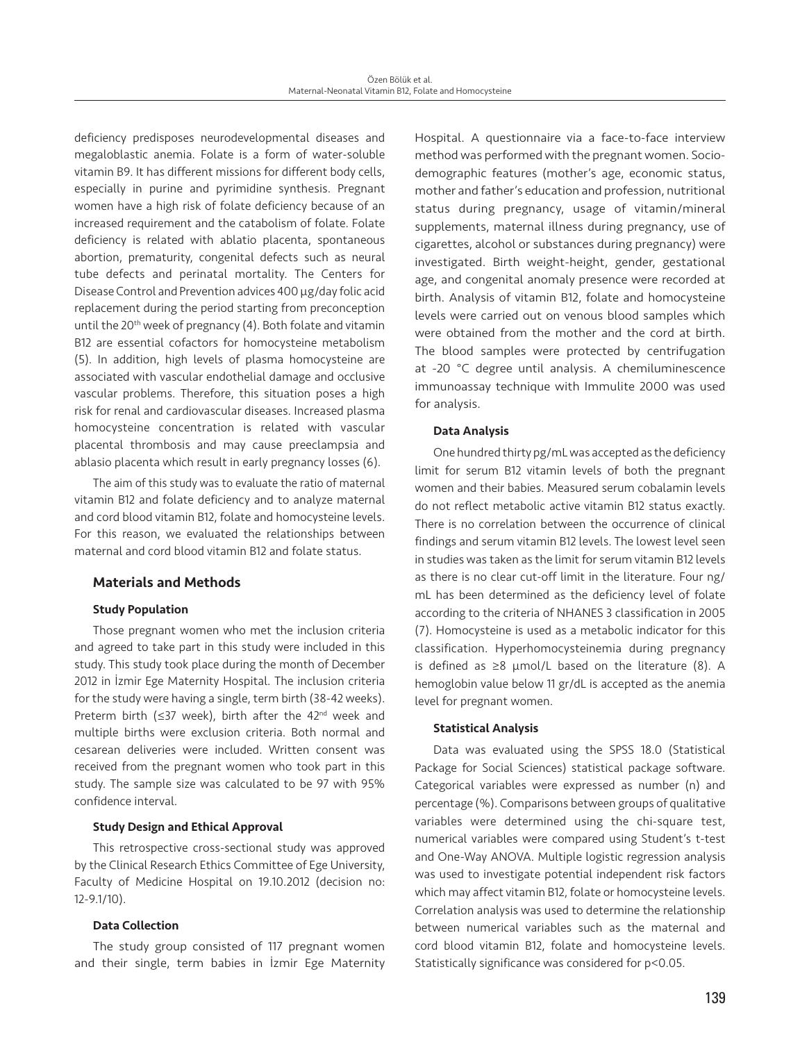deficiency predisposes neurodevelopmental diseases and megaloblastic anemia. Folate is a form of water-soluble vitamin B9. It has different missions for different body cells, especially in purine and pyrimidine synthesis. Pregnant women have a high risk of folate deficiency because of an increased requirement and the catabolism of folate. Folate deficiency is related with ablatio placenta, spontaneous abortion, prematurity, congenital defects such as neural tube defects and perinatal mortality. The Centers for Disease Control and Prevention advices 400 µg/day folic acid replacement during the period starting from preconception until the 20th week of pregnancy (4). Both folate and vitamin B12 are essential cofactors for homocysteine metabolism (5). In addition, high levels of plasma homocysteine are associated with vascular endothelial damage and occlusive vascular problems. Therefore, this situation poses a high risk for renal and cardiovascular diseases. Increased plasma homocysteine concentration is related with vascular placental thrombosis and may cause preeclampsia and ablasio placenta which result in early pregnancy losses (6).

The aim of this study was to evaluate the ratio of maternal vitamin B12 and folate deficiency and to analyze maternal and cord blood vitamin B12, folate and homocysteine levels. For this reason, we evaluated the relationships between maternal and cord blood vitamin B12 and folate status.

## Materials and Methods

### Study Population

Those pregnant women who met the inclusion criteria and agreed to take part in this study were included in this study. This study took place during the month of December 2012 in İzmir Ege Maternity Hospital. The inclusion criteria for the study were having a single, term birth (38-42 weeks). Preterm birth (≤37 week), birth after the 42nd week and multiple births were exclusion criteria. Both normal and cesarean deliveries were included. Written consent was received from the pregnant women who took part in this study. The sample size was calculated to be 97 with 95% confidence interval.

### Study Design and Ethical Approval

This retrospective cross-sectional study was approved by the Clinical Research Ethics Committee of Ege University, Faculty of Medicine Hospital on 19.10.2012 (decision no: 12-9.1/10).

### Data Collection

The study group consisted of 117 pregnant women and their single, term babies in İzmir Ege Maternity Hospital. A questionnaire via a face-to-face interview method was performed with the pregnant women. Socio-demographic features (mother's age, economic status, mother and father's education and profession, nutritional status during pregnancy, usage of vitamin/mineral supplements, maternal illness during pregnancy, use of cigarettes, alcohol or substances during pregnancy) were investigated. Birth weight-height, gender, gestational age, and congenital anomaly presence were recorded at birth. Analysis of vitamin B12, folate and homocysteine levels were carried out on venous blood samples which were obtained from the mother and the cord at birth. The blood samples were protected by centrifugation at -20 °C degree until analysis. A chemiluminescence immunoassay technique with Immulite 2000 was used for analysis.

### Data Analysis

One hundred thirty pg/mL was accepted as the deficiency limit for serum B12 vitamin levels of both the pregnant women and their babies. Measured serum cobalamin levels do not reflect metabolic active vitamin B12 status exactly. There is no correlation between the occurrence of clinical findings and serum vitamin B12 levels. The lowest level seen in studies was taken as the limit for serum vitamin B12 levels as there is no clear cut-off limit in the literature. Four ng/mL has been determined as the deficiency level of folate according to the criteria of NHANES 3 classification in 2005 (7). Homocysteine is used as a metabolic indicator for this classification. Hyperhomocysteinemia during pregnancy is defined as ≥8 µmol/L based on the literature (8). A hemoglobin value below 11 gr/dL is accepted as the anemia level for pregnant women.

### Statistical Analysis

Data was evaluated using the SPSS 18.0 (Statistical Package for Social Sciences) statistical package software. Categorical variables were expressed as number (n) and percentage (%). Comparisons between groups of qualitative variables were determined using the chi-square test, numerical variables were compared using Student's t-test and One-Way ANOVA. Multiple logistic regression analysis was used to investigate potential independent risk factors which may affect vitamin B12, folate or homocysteine levels. Correlation analysis was used to determine the relationship between numerical variables such as the maternal and cord blood vitamin B12, folate and homocysteine levels. Statistically significance was considered for $p<0.05$.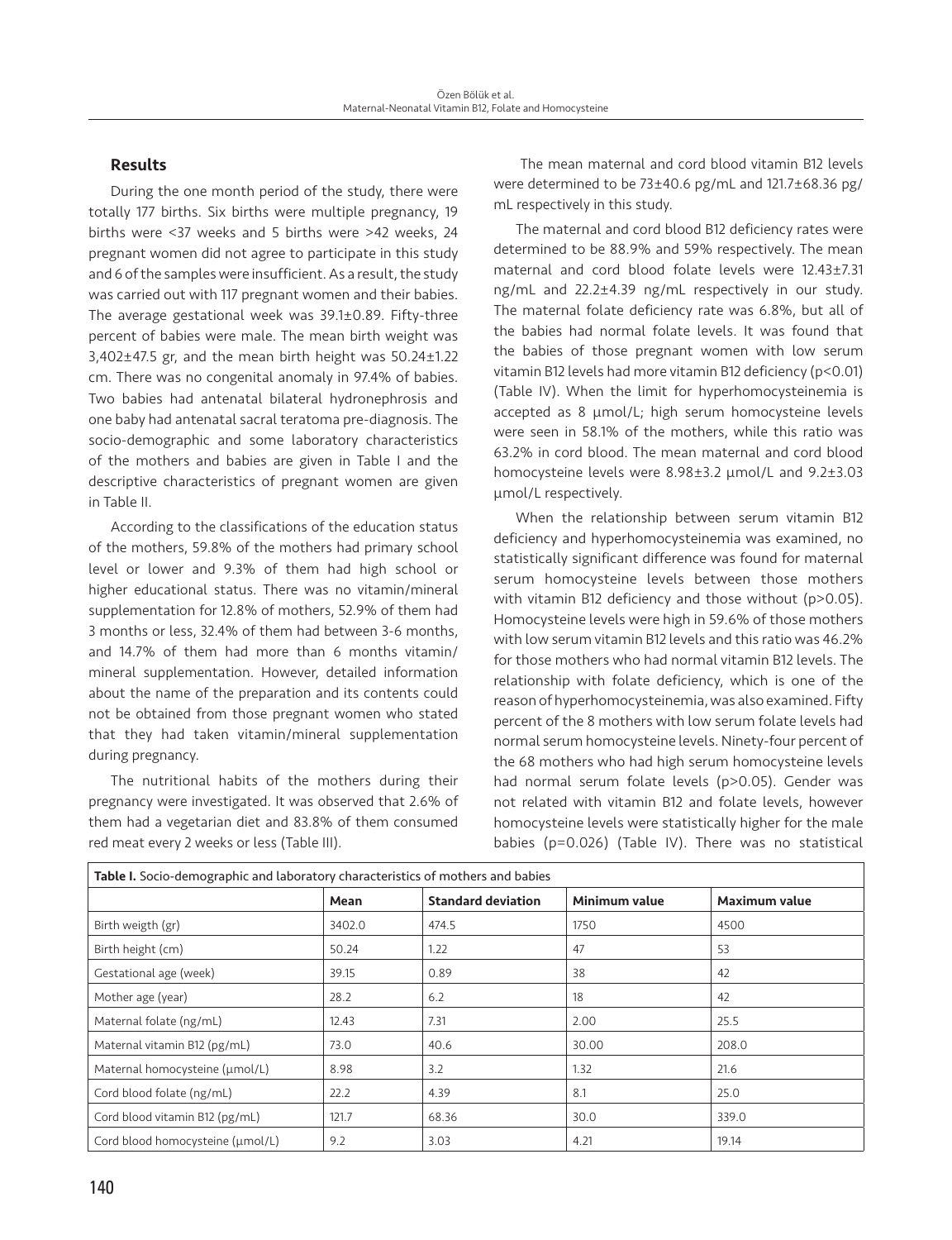## Results

During the one month period of the study, there were totally 177 births. Six births were multiple pregnancy, 19 births were <37 weeks and 5 births were >42 weeks, 24 pregnant women did not agree to participate in this study and 6 of the samples were insufficient. As a result, the study was carried out with 117 pregnant women and their babies. The average gestational week was 39.1±0.89. Fifty-three percent of babies were male. The mean birth weight was 3,402±47.5 gr, and the mean birth height was 50.24±1.22 cm. There was no congenital anomaly in 97.4% of babies. Two babies had antenatal bilateral hydronephrosis and one baby had antenatal sacral teratoma pre-diagnosis. The socio-demographic and some laboratory characteristics of the mothers and babies are given in Table I and the descriptive characteristics of pregnant women are given in Table II.

According to the classifications of the education status of the mothers, 59.8% of the mothers had primary school level or lower and 9.3% of them had high school or higher educational status. There was no vitamin/mineral supplementation for 12.8% of mothers, 52.9% of them had 3 months or less, 32.4% of them had between 3-6 months, and 14.7% of them had more than 6 months vitamin/mineral supplementation. However, detailed information about the name of the preparation and its contents could not be obtained from those pregnant women who stated that they had taken vitamin/mineral supplementation during pregnancy.

The nutritional habits of the mothers during their pregnancy were investigated. It was observed that 2.6% of them had a vegetarian diet and 83.8% of them consumed red meat every 2 weeks or less (Table III).

The mean maternal and cord blood vitamin B12 levels were determined to be 73±40.6 pg/mL and 121.7±68.36 pg/mL respectively in this study.

The maternal and cord blood B12 deficiency rates were determined to be 88.9% and 59% respectively. The mean maternal and cord blood folate levels were 12.43±7.31 ng/mL and 22.2±4.39 ng/mL respectively in our study. The maternal folate deficiency rate was 6.8%, but all of the babies had normal folate levels. It was found that the babies of those pregnant women with low serum vitamin B12 levels had more vitamin B12 deficiency ($p<0.01$) (Table IV). When the limit for hyperhomocysteinemia is accepted as 8 µmol/L; high serum homocysteine levels were seen in 58.1% of the mothers, while this ratio was 63.2% in cord blood. The mean maternal and cord blood homocysteine levels were 8.98±3.2 µmol/L and 9.2±3.03 µmol/L respectively.

When the relationship between serum vitamin B12 deficiency and hyperhomocysteinemia was examined, no statistically significant difference was found for maternal serum homocysteine levels between those mothers with vitamin B12 deficiency and those without ($p>0.05$). Homocysteine levels were high in 59.6% of those mothers with low serum vitamin B12 levels and this ratio was 46.2% for those mothers who had normal vitamin B12 levels. The relationship with folate deficiency, which is one of the reason of hyperhomocysteinemia, was also examined. Fifty percent of the 8 mothers with low serum folate levels had normal serum homocysteine levels. Ninety-four percent of the 68 mothers who had high serum homocysteine levels had normal serum folate levels ($p>0.05$). Gender was not related with vitamin B12 and folate levels, however homocysteine levels were statistically higher for the male babies ($p=0.026$) (Table IV). There was no statistical

**Table I.** Socio-demographic and laboratory characteristics of mothers and babies

| | Mean | Standard deviation | Minimum value | Maximum value |
|---|---|---|---|---|
| Birth weigth (gr) | 3402.0 | 474.5 | 1750 | 4500 |
| Birth height (cm) | 50.24 | 1.22 | 47 | 53 |
| Gestational age (week) | 39.15 | 0.89 | 38 | 42 |
| Mother age (year) | 28.2 | 6.2 | 18 | 42 |
| Maternal folate (ng/mL) | 12.43 | 7.31 | 2.00 | 25.5 |
| Maternal vitamin B12 (pg/mL) | 73.0 | 40.6 | 30.00 | 208.0 |
| Maternal homocysteine (µmol/L) | 8.98 | 3.2 | 1.32 | 21.6 |
| Cord blood folate (ng/mL) | 22.2 | 4.39 | 8.1 | 25.0 |
| Cord blood vitamin B12 (pg/mL) | 121.7 | 68.36 | 30.0 | 339.0 |
| Cord blood homocysteine (µmol/L) | 9.2 | 3.03 | 4.21 | 19.14 |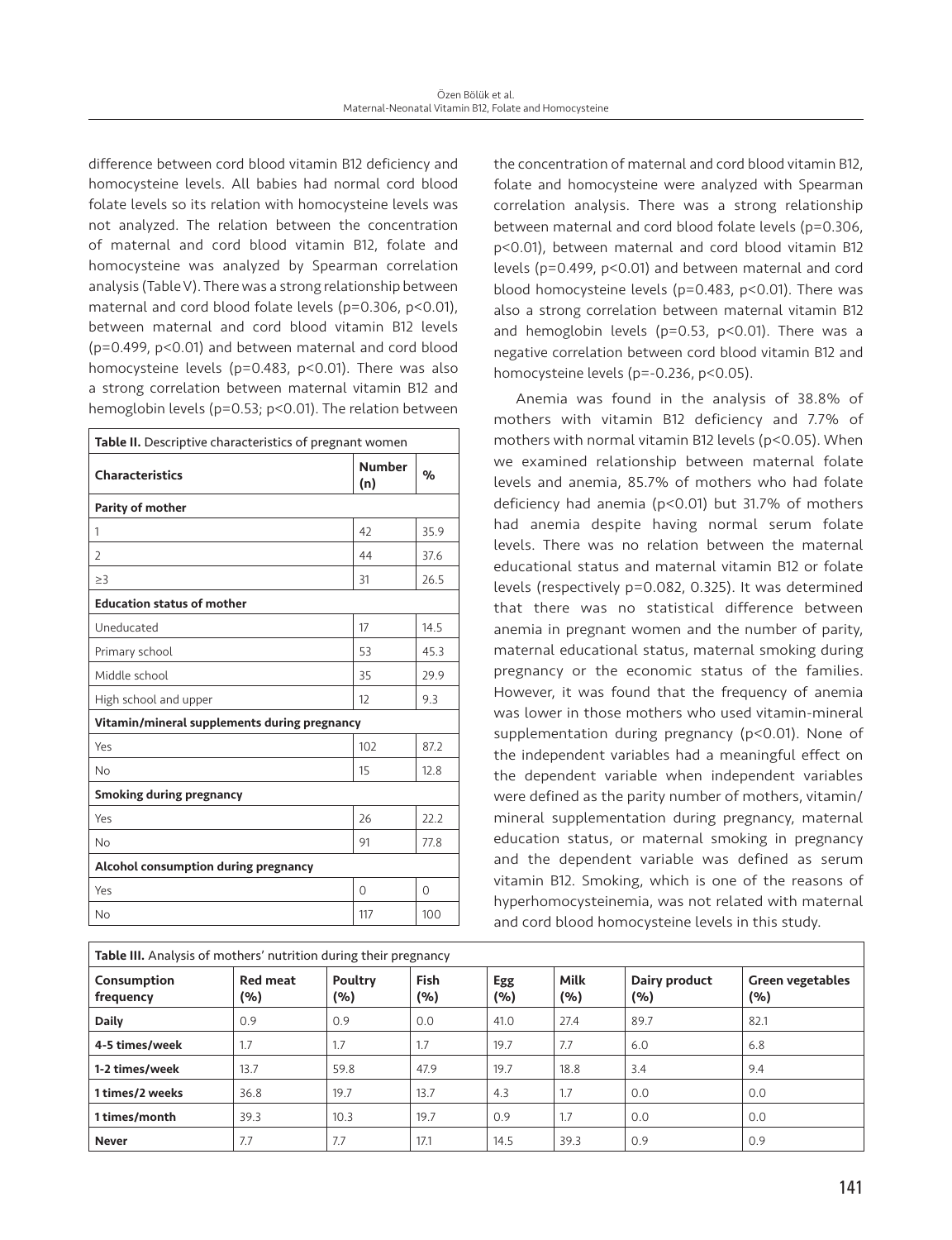difference between cord blood vitamin B12 deficiency and homocysteine levels. All babies had normal cord blood folate levels so its relation with homocysteine levels was not analyzed. The relation between the concentration of maternal and cord blood vitamin B12, folate and homocysteine was analyzed by Spearman correlation analysis (Table V). There was a strong relationship between maternal and cord blood folate levels (ρ=0.306, $p<0.01$), between maternal and cord blood vitamin B12 levels (ρ=0.499, $p<0.01$) and between maternal and cord blood homocysteine levels (ρ=0.483, $p<0.01$). There was also a strong correlation between maternal vitamin B12 and hemoglobin levels (ρ=0.53; $p<0.01$). The relation between the concentration of maternal and cord blood vitamin B12, folate and homocysteine were analyzed with Spearman correlation analysis. There was a strong relationship between maternal and cord blood folate levels (ρ=0.306, $p<0.01$), between maternal and cord blood vitamin B12 levels (ρ=0.499, $p<0.01$) and between maternal and cord blood homocysteine levels (ρ=0.483, $p<0.01$). There was also a strong correlation between maternal vitamin B12 and hemoglobin levels (ρ=0.53, $p<0.01$). There was a negative correlation between cord blood vitamin B12 and homocysteine levels (ρ=-0.236, $p<0.05$).

Anemia was found in the analysis of 38.8% of mothers with vitamin B12 deficiency and 7.7% of mothers with normal vitamin B12 levels ($p<0.05$). When we examined relationship between maternal folate levels and anemia, 85.7% of mothers who had folate deficiency had anemia ($p<0.01$) but 31.7% of mothers had anemia despite having normal serum folate levels. There was no relation between the maternal educational status and maternal vitamin B12 or folate levels (respectively p=0.082, 0.325). It was determined that there was no statistical difference between anemia in pregnant women and the number of parity, maternal educational status, maternal smoking during pregnancy or the economic status of the families. However, it was found that the frequency of anemia was lower in those mothers who used vitamin-mineral supplementation during pregnancy ($p<0.01$). None of the independent variables had a meaningful effect on the dependent variable when independent variables were defined as the parity number of mothers, vitamin/mineral supplementation during pregnancy, maternal education status, or maternal smoking in pregnancy and the dependent variable was defined as serum vitamin B12. Smoking, which is one of the reasons of hyperhomocysteinemia, was not related with maternal and cord blood homocysteine levels in this study.

**Table II.** Descriptive characteristics of pregnant women

| Characteristics | Number (n) | % |
|---|---|---|
| **Parity of mother** | | |
| 1 | 42 | 35.9 |
| 2 | 44 | 37.6 |
| ≥3 | 31 | 26.5 |
| **Education status of mother** | | |
| Uneducated | 17 | 14.5 |
| Primary school | 53 | 45.3 |
| Middle school | 35 | 29.9 |
| High school and upper | 12 | 9.3 |
| **Vitamin/mineral supplements during pregnancy** | | |
| Yes | 102 | 87.2 |
| No | 15 | 12.8 |
| **Smoking during pregnancy** | | |
| Yes | 26 | 22.2 |
| No | 91 | 77.8 |
| **Alcohol consumption during pregnancy** | | |
| Yes | 0 | 0 |
| No | 117 | 100 |

**Table III.** Analysis of mothers' nutrition during their pregnancy

| Consumption frequency | Red meat (%) | Poultry (%) | Fish (%) | Egg (%) | Milk (%) | Dairy product (%) | Green vegetables (%) |
|---|---|---|---|---|---|---|---|
| **Daily** | 0.9 | 0.9 | 0.0 | 41.0 | 27.4 | 89.7 | 82.1 |
| **4-5 times/week** | 1.7 | 1.7 | 1.7 | 19.7 | 7.7 | 6.0 | 6.8 |
| **1-2 times/week** | 13.7 | 59.8 | 47.9 | 19.7 | 18.8 | 3.4 | 9.4 |
| **1 times/2 weeks** | 36.8 | 19.7 | 13.7 | 4.3 | 1.7 | 0.0 | 0.0 |
| **1 times/month** | 39.3 | 10.3 | 19.7 | 0.9 | 1.7 | 0.0 | 0.0 |
| **Never** | 7.7 | 7.7 | 17.1 | 14.5 | 39.3 | 0.9 | 0.9 |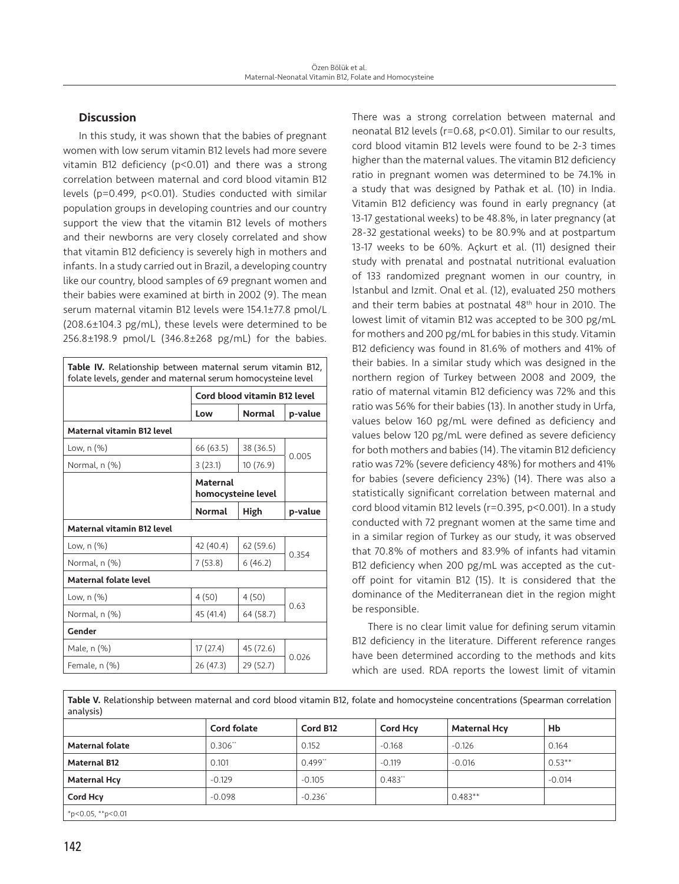## Discussion

In this study, it was shown that the babies of pregnant women with low serum vitamin B12 levels had more severe vitamin B12 deficiency (p<0.01) and there was a strong correlation between maternal and cord blood vitamin B12 levels (p=0.499, p<0.01). Studies conducted with similar population groups in developing countries and our country support the view that the vitamin B12 levels of mothers and their newborns are very closely correlated and show that vitamin B12 deficiency is severely high in mothers and infants. In a study carried out in Brazil, a developing country like our country, blood samples of 69 pregnant women and their babies were examined at birth in 2002 (9). The mean serum maternal vitamin B12 levels were 154.1±77.8 pmol/L (208.6±104.3 pg/mL), these levels were determined to be 256.8±198.9 pmol/L (346.8±268 pg/mL) for the babies.

**Table IV.** Relationship between maternal serum vitamin B12, folate levels, gender and maternal serum homocysteine level

| | Cord blood vitamin B12 level | | |
|---|---|---|---|
| | **Low** | **Normal** | **p-value** |
| **Maternal vitamin B12 level** | | | |
| Low, n (%) | 66 (63.5) | 38 (36.5) | 0.005 |
| Normal, n (%) | 3 (23.1) | 10 (76.9) | |
| | **Maternal homocysteine level** | | |
| | **Normal** | **High** | **p-value** |
| **Maternal vitamin B12 level** | | | |
| Low, n (%) | 42 (40.4) | 62 (59.6) | 0.354 |
| Normal, n (%) | 7 (53.8) | 6 (46.2) | |
| **Maternal folate level** | | | |
| Low, n (%) | 4 (50) | 4 (50) | 0.63 |
| Normal, n (%) | 45 (41.4) | 64 (58.7) | |
| **Gender** | | | |
| Male, n (%) | 17 (27.4) | 45 (72.6) | 0.026 |
| Female, n (%) | 26 (47.3) | 29 (52.7) | |

There was a strong correlation between maternal and neonatal B12 levels (r=0.68, p<0.01). Similar to our results, cord blood vitamin B12 levels were found to be 2-3 times higher than the maternal values. The vitamin B12 deficiency ratio in pregnant women was determined to be 74.1% in a study that was designed by Pathak et al. (10) in India. Vitamin B12 deficiency was found in early pregnancy (at 13-17 gestational weeks) to be 48.8%, in later pregnancy (at 28-32 gestational weeks) to be 80.9% and at postpartum 13-17 weeks to be 60%. Açkurt et al. (11) designed their study with prenatal and postnatal nutritional evaluation of 133 randomized pregnant women in our country, in Istanbul and Izmit. Onal et al. (12), evaluated 250 mothers and their term babies at postnatal 48th hour in 2010. The lowest limit of vitamin B12 was accepted to be 300 pg/mL for mothers and 200 pg/mL for babies in this study. Vitamin B12 deficiency was found in 81.6% of mothers and 41% of their babies. In a similar study which was designed in the northern region of Turkey between 2008 and 2009, the ratio of maternal vitamin B12 deficiency was 72% and this ratio was 56% for their babies (13). In another study in Urfa, values below 160 pg/mL were defined as deficiency and values below 120 pg/mL were defined as severe deficiency for both mothers and babies (14). The vitamin B12 deficiency ratio was 72% (severe deficiency 48%) for mothers and 41% for babies (severe deficiency 23%) (14). There was also a statistically significant correlation between maternal and cord blood vitamin B12 levels (r=0.395, p<0.001). In a study conducted with 72 pregnant women at the same time and in a similar region of Turkey as our study, it was observed that 70.8% of mothers and 83.9% of infants had vitamin B12 deficiency when 200 pg/mL was accepted as the cut-off point for vitamin B12 (15). It is considered that the dominance of the Mediterranean diet in the region might be responsible.

There is no clear limit value for defining serum vitamin B12 deficiency in the literature. Different reference ranges have been determined according to the methods and kits which are used. RDA reports the lowest limit of vitamin

**Table V.** Relationship between maternal and cord blood vitamin B12, folate and homocysteine concentrations (Spearman correlation analysis)

| | Cord folate | Cord B12 | Cord Hcy | Maternal Hcy | Hb |
|---|---|---|---|---|---|
| **Maternal folate** | 0.306** | 0.152 | -0.168 | -0.126 | 0.164 |
| **Maternal B12** | 0.101 | 0.499** | -0.119 | -0.016 | 0.53** |
| **Maternal Hcy** | -0.129 | -0.105 | 0.483** | | -0.014 |
| **Cord Hcy** | -0.098 | -0.236* | | 0.483** | |

*p<0.05, **p<0.01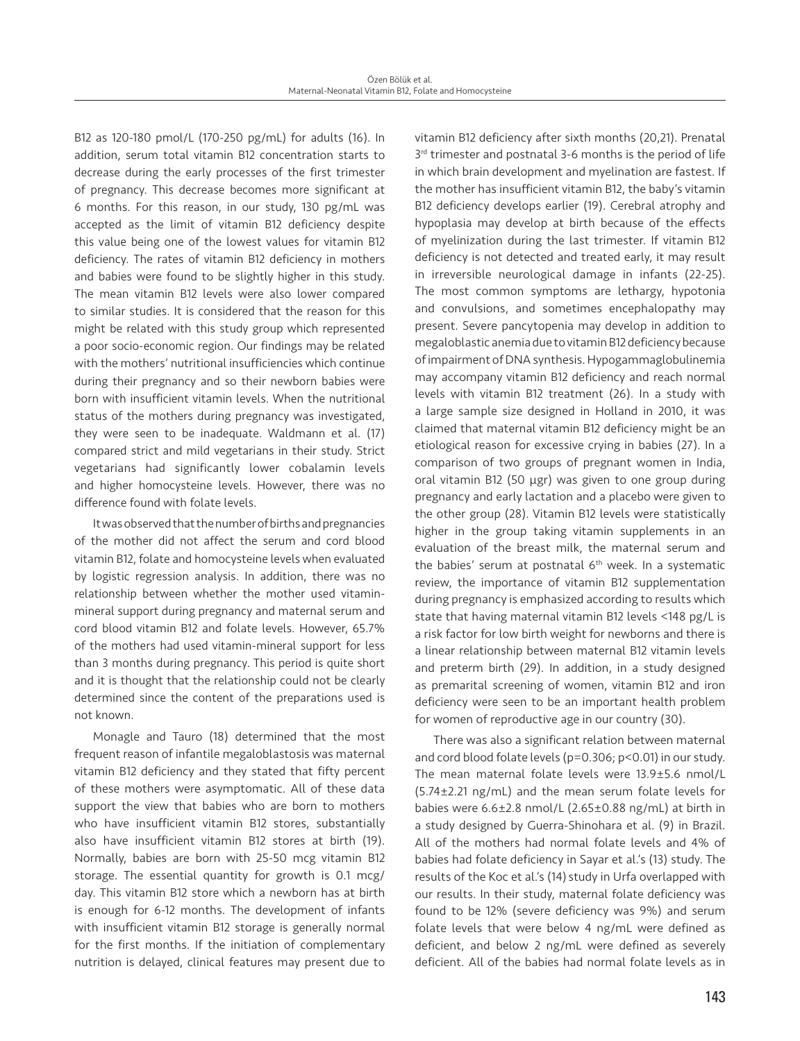B12 as 120-180 pmol/L (170-250 pg/mL) for adults (16). In addition, serum total vitamin B12 concentration starts to decrease during the early processes of the first trimester of pregnancy. This decrease becomes more significant at 6 months. For this reason, in our study, 130 pg/mL was accepted as the limit of vitamin B12 deficiency despite this value being one of the lowest values for vitamin B12 deficiency. The rates of vitamin B12 deficiency in mothers and babies were found to be slightly higher in this study. The mean vitamin B12 levels were also lower compared to similar studies. It is considered that the reason for this might be related with this study group which represented a poor socio-economic region. Our findings may be related with the mothers' nutritional insufficiencies which continue during their pregnancy and so their newborn babies were born with insufficient vitamin levels. When the nutritional status of the mothers during pregnancy was investigated, they were seen to be inadequate. Waldmann et al. (17) compared strict and mild vegetarians in their study. Strict vegetarians had significantly lower cobalamin levels and higher homocysteine levels. However, there was no difference found with folate levels.

It was observed that the number of births and pregnancies of the mother did not affect the serum and cord blood vitamin B12, folate and homocysteine levels when evaluated by logistic regression analysis. In addition, there was no relationship between whether the mother used vitamin-mineral support during pregnancy and maternal serum and cord blood vitamin B12 and folate levels. However, 65.7% of the mothers had used vitamin-mineral support for less than 3 months during pregnancy. This period is quite short and it is thought that the relationship could not be clearly determined since the content of the preparations used is not known.

Monagle and Tauro (18) determined that the most frequent reason of infantile megaloblastosis was maternal vitamin B12 deficiency and they stated that fifty percent of these mothers were asymptomatic. All of these data support the view that babies who are born to mothers who have insufficient vitamin B12 stores, substantially also have insufficient vitamin B12 stores at birth (19). Normally, babies are born with 25-50 mcg vitamin B12 storage. The essential quantity for growth is 0.1 mcg/day. This vitamin B12 store which a newborn has at birth is enough for 6-12 months. The development of infants with insufficient vitamin B12 storage is generally normal for the first months. If the initiation of complementary nutrition is delayed, clinical features may present due to vitamin B12 deficiency after sixth months (20,21). Prenatal 3rd trimester and postnatal 3-6 months is the period of life in which brain development and myelination are fastest. If the mother has insufficient vitamin B12, the baby's vitamin B12 deficiency develops earlier (19). Cerebral atrophy and hypoplasia may develop at birth because of the effects of myelinization during the last trimester. If vitamin B12 deficiency is not detected and treated early, it may result in irreversible neurological damage in infants (22-25). The most common symptoms are lethargy, hypotonia and convulsions, and sometimes encephalopathy may present. Severe pancytopenia may develop in addition to megaloblastic anemia due to vitamin B12 deficiency because of impairment of DNA synthesis. Hypogammaglobulinemia may accompany vitamin B12 deficiency and reach normal levels with vitamin B12 treatment (26). In a study with a large sample size designed in Holland in 2010, it was claimed that maternal vitamin B12 deficiency might be an etiological reason for excessive crying in babies (27). In a comparison of two groups of pregnant women in India, oral vitamin B12 (50 µgr) was given to one group during pregnancy and early lactation and a placebo were given to the other group (28). Vitamin B12 levels were statistically higher in the group taking vitamin supplements in an evaluation of the breast milk, the maternal serum and the babies' serum at postnatal 6th week. In a systematic review, the importance of vitamin B12 supplementation during pregnancy is emphasized according to results which state that having maternal vitamin B12 levels <148 pg/L is a risk factor for low birth weight for newborns and there is a linear relationship between maternal B12 vitamin levels and preterm birth (29). In addition, in a study designed as premarital screening of women, vitamin B12 and iron deficiency were seen to be an important health problem for women of reproductive age in our country (30).

There was also a significant relation between maternal and cord blood folate levels ($\rho=0.306$; $p<0.01$) in our study. The mean maternal folate levels were 13.9±5.6 nmol/L (5.74±2.21 ng/mL) and the mean serum folate levels for babies were 6.6±2.8 nmol/L (2.65±0.88 ng/mL) at birth in a study designed by Guerra-Shinohara et al. (9) in Brazil. All of the mothers had normal folate levels and 4% of babies had folate deficiency in Sayar et al.'s (13) study. The results of the Koc et al.'s (14) study in Urfa overlapped with our results. In their study, maternal folate deficiency was found to be 12% (severe deficiency was 9%) and serum folate levels that were below 4 ng/mL were defined as deficient, and below 2 ng/mL were defined as severely deficient. All of the babies had normal folate levels as in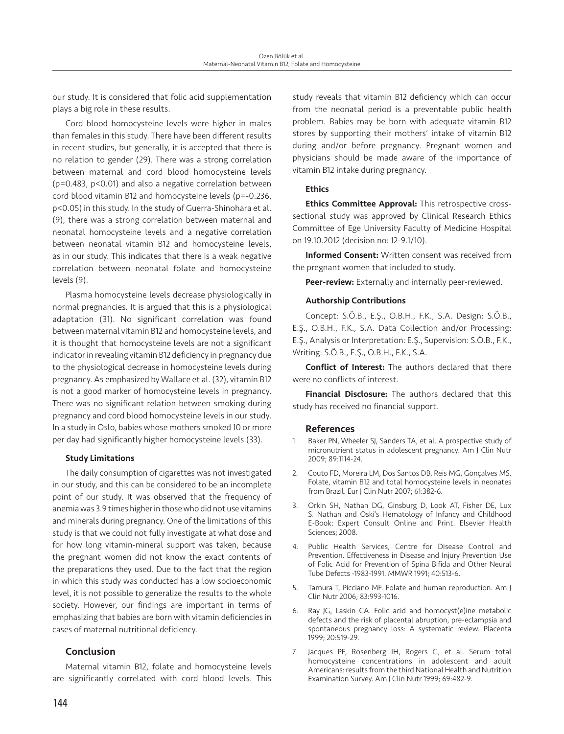our study. It is considered that folic acid supplementation plays a big role in these results.

Cord blood homocysteine levels were higher in males than females in this study. There have been different results in recent studies, but generally, it is accepted that there is no relation to gender (29). There was a strong correlation between maternal and cord blood homocysteine levels ($\rho=0.483$, $p<0.01$) and also a negative correlation between cord blood vitamin B12 and homocysteine levels ($\rho=-0.236$, $p<0.05$) in this study. In the study of Guerra-Shinohara et al. (9), there was a strong correlation between maternal and neonatal homocysteine levels and a negative correlation between neonatal vitamin B12 and homocysteine levels, as in our study. This indicates that there is a weak negative correlation between neonatal folate and homocysteine levels (9).

Plasma homocysteine levels decrease physiologically in normal pregnancies. It is argued that this is a physiological adaptation (31). No significant correlation was found between maternal vitamin B12 and homocysteine levels, and it is thought that homocysteine levels are not a significant indicator in revealing vitamin B12 deficiency in pregnancy due to the physiological decrease in homocysteine levels during pregnancy. As emphasized by Wallace et al. (32), vitamin B12 is not a good marker of homocysteine levels in pregnancy. There was no significant relation between smoking during pregnancy and cord blood homocysteine levels in our study. In a study in Oslo, babies whose mothers smoked 10 or more per day had significantly higher homocysteine levels (33).

#### Study Limitations

The daily consumption of cigarettes was not investigated in our study, and this can be considered to be an incomplete point of our study. It was observed that the frequency of anemia was 3.9 times higher in those who did not use vitamins and minerals during pregnancy. One of the limitations of this study is that we could not fully investigate at what dose and for how long vitamin-mineral support was taken, because the pregnant women did not know the exact contents of the preparations they used. Due to the fact that the region in which this study was conducted has a low socioeconomic level, it is not possible to generalize the results to the whole society. However, our findings are important in terms of emphasizing that babies are born with vitamin deficiencies in cases of maternal nutritional deficiency.

## Conclusion

Maternal vitamin B12, folate and homocysteine levels are significantly correlated with cord blood levels. This study reveals that vitamin B12 deficiency which can occur from the neonatal period is a preventable public health problem. Babies may be born with adequate vitamin B12 stores by supporting their mothers' intake of vitamin B12 during and/or before pregnancy. Pregnant women and physicians should be made aware of the importance of vitamin B12 intake during pregnancy.

#### Ethics

**Ethics Committee Approval:** This retrospective cross-sectional study was approved by Clinical Research Ethics Committee of Ege University Faculty of Medicine Hospital on 19.10.2012 (decision no: 12-9.1/10).

**Informed Consent:** Written consent was received from the pregnant women that included to study.

**Peer-review:** Externally and internally peer-reviewed.

#### Authorship Contributions

Concept: S.Ö.B., E.Ş., O.B.H., F.K., S.A. Design: S.Ö.B., E.Ş., O.B.H., F.K., S.A. Data Collection and/or Processing: E.Ş., Analysis or Interpretation: E.Ş., Supervision: S.Ö.B., F.K., Writing: S.Ö.B., E.Ş., O.B.H., F.K., S.A.

**Conflict of Interest:** The authors declared that there were no conflicts of interest.

**Financial Disclosure:** The authors declared that this study has received no financial support.

## References

1. Baker PN, Wheeler SJ, Sanders TA, et al. A prospective study of micronutrient status in adolescent pregnancy. Am J Clin Nutr 2009; 89:1114-24.
2. Couto FD, Moreira LM, Dos Santos DB, Reis MG, Gonçalves MS. Folate, vitamin B12 and total homocysteine levels in neonates from Brazil. Eur J Clin Nutr 2007; 61:382-6.
3. Orkin SH, Nathan DG, Ginsburg D, Look AT, Fisher DE, Lux S. Nathan and Oski's Hematology of Infancy and Childhood E-Book: Expert Consult Online and Print. Elsevier Health Sciences; 2008.
4. Public Health Services, Centre for Disease Control and Prevention. Effectiveness in Disease and Injury Prevention Use of Folic Acid for Prevention of Spina Bifida and Other Neural Tube Defects -1983-1991. MMWR 1991; 40:513-6.
5. Tamura T, Picciano MF. Folate and human reproduction. Am J Clin Nutr 2006; 83:993-1016.
6. Ray JG, Laskin CA. Folic acid and homocyst(e)ine metabolic defects and the risk of placental abruption, pre-eclampsia and spontaneous pregnancy loss: A systematic review. Placenta 1999; 20:519-29.
7. Jacques PF, Rosenberg IH, Rogers G, et al. Serum total homocysteine concentrations in adolescent and adult Americans: results from the third National Health and Nutrition Examination Survey. Am J Clin Nutr 1999; 69:482-9.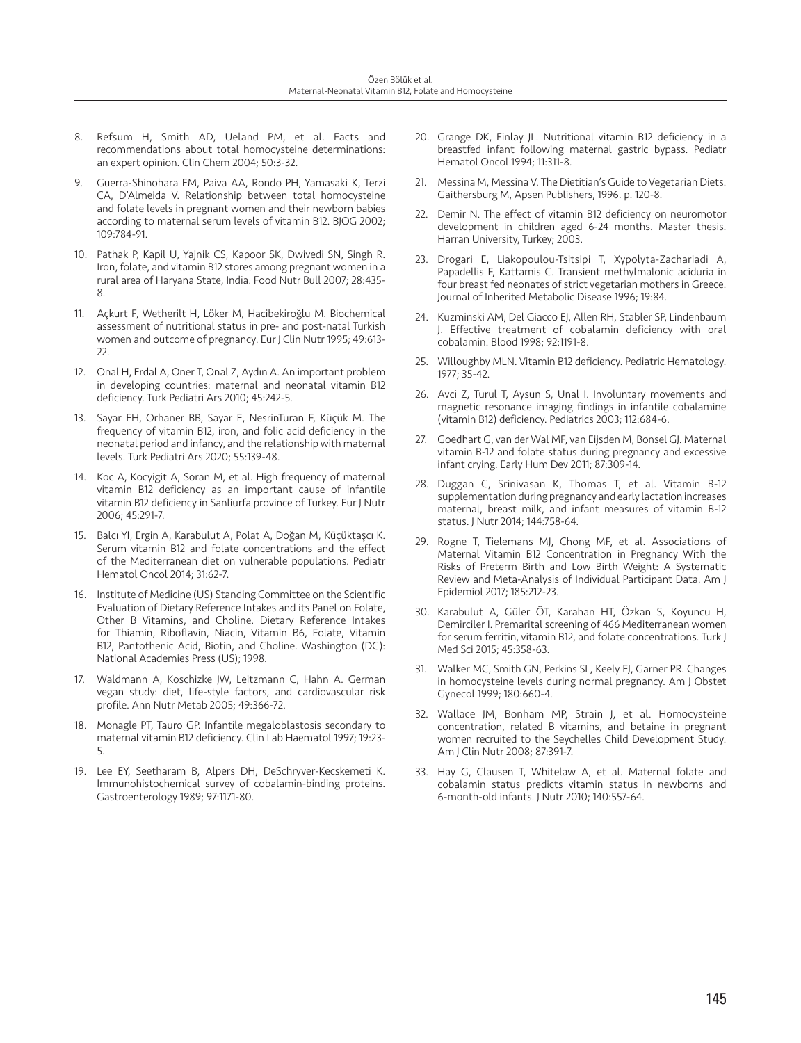8. Refsum H, Smith AD, Ueland PM, et al. Facts and recommendations about total homocysteine determinations: an expert opinion. Clin Chem 2004; 50:3-32.
9. Guerra-Shinohara EM, Paiva AA, Rondo PH, Yamasaki K, Terzi CA, D'Almeida V. Relationship between total homocysteine and folate levels in pregnant women and their newborn babies according to maternal serum levels of vitamin B12. BJOG 2002; 109:784-91.
10. Pathak P, Kapil U, Yajnik CS, Kapoor SK, Dwivedi SN, Singh R. Iron, folate, and vitamin B12 stores among pregnant women in a rural area of Haryana State, India. Food Nutr Bull 2007; 28:435-8.
11. Açkurt F, Wetherilt H, Löker M, Hacibekiroğlu M. Biochemical assessment of nutritional status in pre- and post-natal Turkish women and outcome of pregnancy. Eur J Clin Nutr 1995; 49:613-22.
12. Onal H, Erdal A, Oner T, Onal Z, Aydın A. An important problem in developing countries: maternal and neonatal vitamin B12 deficiency. Turk Pediatri Ars 2010; 45:242-5.
13. Sayar EH, Orhaner BB, Sayar E, NesrinTuran F, Küçük M. The frequency of vitamin B12, iron, and folic acid deficiency in the neonatal period and infancy, and the relationship with maternal levels. Turk Pediatri Ars 2020; 55:139-48.
14. Koc A, Kocyigit A, Soran M, et al. High frequency of maternal vitamin B12 deficiency as an important cause of infantile vitamin B12 deficiency in Sanliurfa province of Turkey. Eur J Nutr 2006; 45:291-7.
15. Balcı YI, Ergin A, Karabulut A, Polat A, Doğan M, Küçüktaşcı K. Serum vitamin B12 and folate concentrations and the effect of the Mediterranean diet on vulnerable populations. Pediatr Hematol Oncol 2014; 31:62-7.
16. Institute of Medicine (US) Standing Committee on the Scientific Evaluation of Dietary Reference Intakes and its Panel on Folate, Other B Vitamins, and Choline. Dietary Reference Intakes for Thiamin, Riboflavin, Niacin, Vitamin B6, Folate, Vitamin B12, Pantothenic Acid, Biotin, and Choline. Washington (DC): National Academies Press (US); 1998.
17. Waldmann A, Koschizke JW, Leitzmann C, Hahn A. German vegan study: diet, life-style factors, and cardiovascular risk profile. Ann Nutr Metab 2005; 49:366-72.
18. Monagle PT, Tauro GP. Infantile megaloblastosis secondary to maternal vitamin B12 deficiency. Clin Lab Haematol 1997; 19:23-5.
19. Lee EY, Seetharam B, Alpers DH, DeSchryver-Kecskemeti K. Immunohistochemical survey of cobalamin-binding proteins. Gastroenterology 1989; 97:1171-80.
20. Grange DK, Finlay JL. Nutritional vitamin B12 deficiency in a breastfed infant following maternal gastric bypass. Pediatr Hematol Oncol 1994; 11:311-8.
21. Messina M, Messina V. The Dietitian's Guide to Vegetarian Diets. Gaithersburg M, Apsen Publishers, 1996. p. 120-8.
22. Demir N. The effect of vitamin B12 deficiency on neuromotor development in children aged 6-24 months. Master thesis. Harran University, Turkey; 2003.
23. Drogari E, Liakopoulou-Tsitsipi T, Xypolyta-Zachariadi A, Papadellis F, Kattamis C. Transient methylmalonic aciduria in four breast fed neonates of strict vegetarian mothers in Greece. Journal of Inherited Metabolic Disease 1996; 19:84.
24. Kuzminski AM, Del Giacco EJ, Allen RH, Stabler SP, Lindenbaum J. Effective treatment of cobalamin deficiency with oral cobalamin. Blood 1998; 92:1191-8.
25. Willoughby MLN. Vitamin B12 deficiency. Pediatric Hematology. 1977; 35-42.
26. Avci Z, Turul T, Aysun S, Unal I. Involuntary movements and magnetic resonance imaging findings in infantile cobalamine (vitamin B12) deficiency. Pediatrics 2003; 112:684-6.
27. Goedhart G, van der Wal MF, van Eijsden M, Bonsel GJ. Maternal vitamin B-12 and folate status during pregnancy and excessive infant crying. Early Hum Dev 2011; 87:309-14.
28. Duggan C, Srinivasan K, Thomas T, et al. Vitamin B-12 supplementation during pregnancy and early lactation increases maternal, breast milk, and infant measures of vitamin B-12 status. J Nutr 2014; 144:758-64.
29. Rogne T, Tielemans MJ, Chong MF, et al. Associations of Maternal Vitamin B12 Concentration in Pregnancy With the Risks of Preterm Birth and Low Birth Weight: A Systematic Review and Meta-Analysis of Individual Participant Data. Am J Epidemiol 2017; 185:212-23.
30. Karabulut A, Güler ÖT, Karahan HT, Özkan S, Koyuncu H, Demirciler I. Premarital screening of 466 Mediterranean women for serum ferritin, vitamin B12, and folate concentrations. Turk J Med Sci 2015; 45:358-63.
31. Walker MC, Smith GN, Perkins SL, Keely EJ, Garner PR. Changes in homocysteine levels during normal pregnancy. Am J Obstet Gynecol 1999; 180:660-4.
32. Wallace JM, Bonham MP, Strain J, et al. Homocysteine concentration, related B vitamins, and betaine in pregnant women recruited to the Seychelles Child Development Study. Am J Clin Nutr 2008; 87:391-7.
33. Hay G, Clausen T, Whitelaw A, et al. Maternal folate and cobalamin status predicts vitamin status in newborns and 6-month-old infants. J Nutr 2010; 140:557-64.